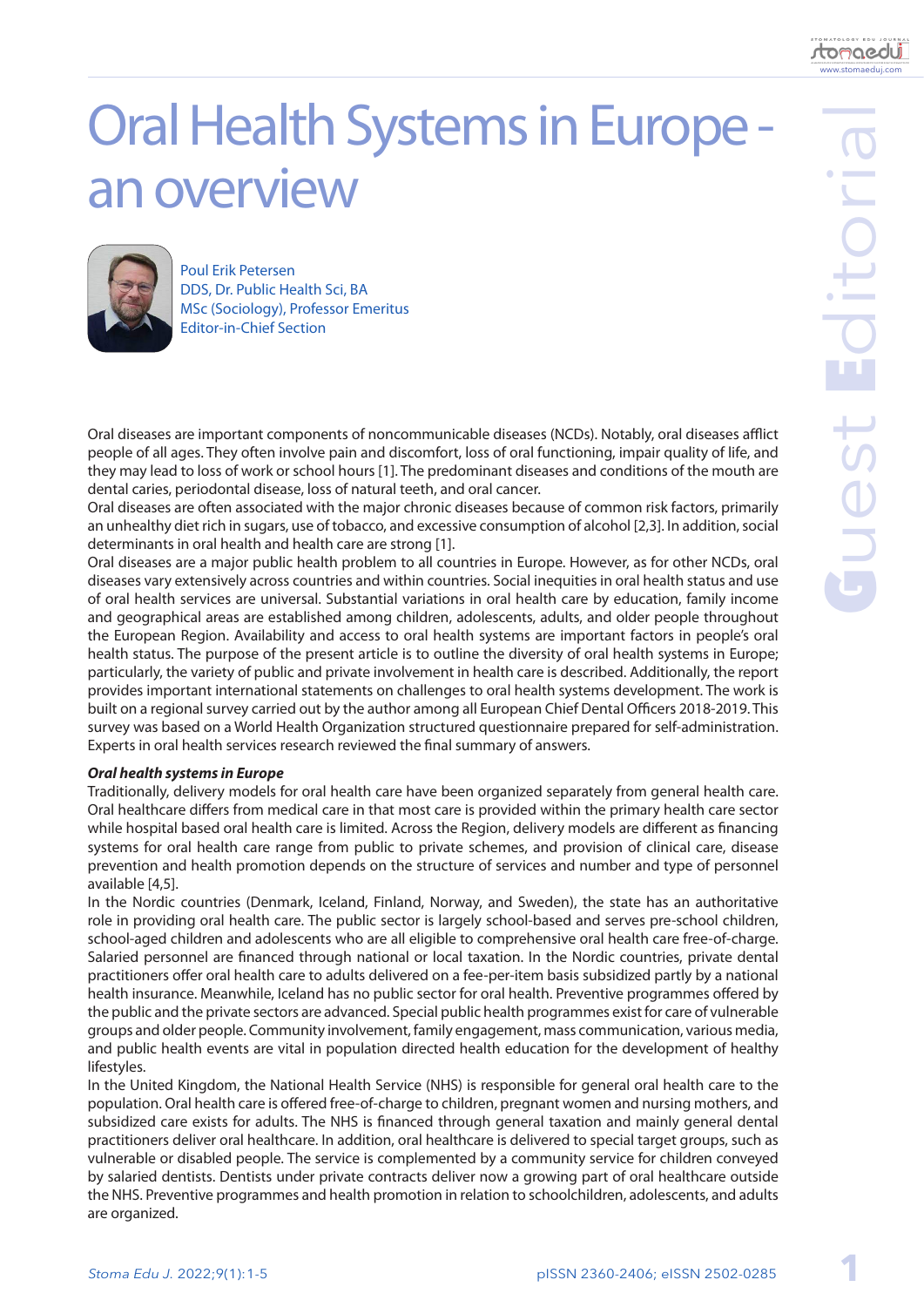# Oral Health Systems in Europe - an overview

Poul Erik Petersen
DDS, Dr. Public Health Sci, BA
MSc (Sociology), Professor Emeritus
Editor-in-Chief Section

Guest Editorial

Oral diseases are important components of noncommunicable diseases (NCDs). Notably, oral diseases afflict people of all ages. They often involve pain and discomfort, loss of oral functioning, impair quality of life, and they may lead to loss of work or school hours [1]. The predominant diseases and conditions of the mouth are dental caries, periodontal disease, loss of natural teeth, and oral cancer.

Oral diseases are often associated with the major chronic diseases because of common risk factors, primarily an unhealthy diet rich in sugars, use of tobacco, and excessive consumption of alcohol [2,3]. In addition, social determinants in oral health and health care are strong [1].

Oral diseases are a major public health problem to all countries in Europe. However, as for other NCDs, oral diseases vary extensively across countries and within countries. Social inequities in oral health status and use of oral health services are universal. Substantial variations in oral health care by education, family income and geographical areas are established among children, adolescents, adults, and older people throughout the European Region. Availability and access to oral health systems are important factors in people's oral health status. The purpose of the present article is to outline the diversity of oral health systems in Europe; particularly, the variety of public and private involvement in health care is described. Additionally, the report provides important international statements on challenges to oral health systems development. The work is built on a regional survey carried out by the author among all European Chief Dental Officers 2018-2019. This survey was based on a World Health Organization structured questionnaire prepared for self-administration. Experts in oral health services research reviewed the final summary of answers.

***Oral health systems in Europe***

Traditionally, delivery models for oral health care have been organized separately from general health care. Oral healthcare differs from medical care in that most care is provided within the primary health care sector while hospital based oral health care is limited. Across the Region, delivery models are different as financing systems for oral health care range from public to private schemes, and provision of clinical care, disease prevention and health promotion depends on the structure of services and number and type of personnel available [4,5].

In the Nordic countries (Denmark, Iceland, Finland, Norway, and Sweden), the state has an authoritative role in providing oral health care. The public sector is largely school-based and serves pre-school children, school-aged children and adolescents who are all eligible to comprehensive oral health care free-of-charge. Salaried personnel are financed through national or local taxation. In the Nordic countries, private dental practitioners offer oral health care to adults delivered on a fee-per-item basis subsidized partly by a national health insurance. Meanwhile, Iceland has no public sector for oral health. Preventive programmes offered by the public and the private sectors are advanced. Special public health programmes exist for care of vulnerable groups and older people. Community involvement, family engagement, mass communication, various media, and public health events are vital in population directed health education for the development of healthy lifestyles.

In the United Kingdom, the National Health Service (NHS) is responsible for general oral health care to the population. Oral health care is offered free-of-charge to children, pregnant women and nursing mothers, and subsidized care exists for adults. The NHS is financed through general taxation and mainly general dental practitioners deliver oral healthcare. In addition, oral healthcare is delivered to special target groups, such as vulnerable or disabled people. The service is complemented by a community service for children conveyed by salaried dentists. Dentists under private contracts deliver now a growing part of oral healthcare outside the NHS. Preventive programmes and health promotion in relation to schoolchildren, adolescents, and adults are organized.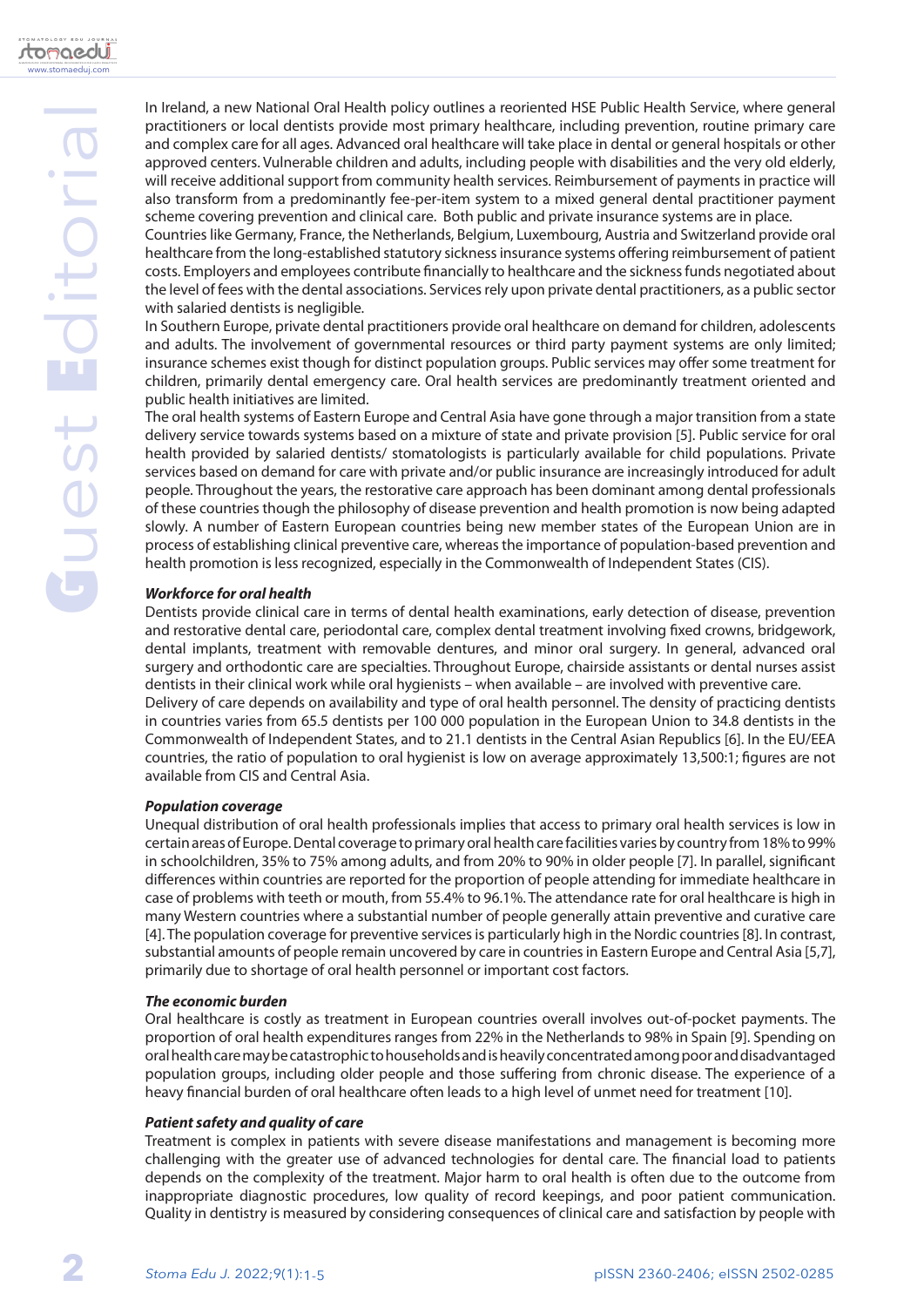In Ireland, a new National Oral Health policy outlines a reoriented HSE Public Health Service, where general practitioners or local dentists provide most primary healthcare, including prevention, routine primary care and complex care for all ages. Advanced oral healthcare will take place in dental or general hospitals or other approved centers. Vulnerable children and adults, including people with disabilities and the very old elderly, will receive additional support from community health services. Reimbursement of payments in practice will also transform from a predominantly fee-per-item system to a mixed general dental practitioner payment scheme covering prevention and clinical care. Both public and private insurance systems are in place.

Countries like Germany, France, the Netherlands, Belgium, Luxembourg, Austria and Switzerland provide oral healthcare from the long-established statutory sickness insurance systems offering reimbursement of patient costs. Employers and employees contribute financially to healthcare and the sickness funds negotiated about the level of fees with the dental associations. Services rely upon private dental practitioners, as a public sector with salaried dentists is negligible.

In Southern Europe, private dental practitioners provide oral healthcare on demand for children, adolescents and adults. The involvement of governmental resources or third party payment systems are only limited; insurance schemes exist though for distinct population groups. Public services may offer some treatment for children, primarily dental emergency care. Oral health services are predominantly treatment oriented and public health initiatives are limited.

The oral health systems of Eastern Europe and Central Asia have gone through a major transition from a state delivery service towards systems based on a mixture of state and private provision [5]. Public service for oral health provided by salaried dentists/ stomatologists is particularly available for child populations. Private services based on demand for care with private and/or public insurance are increasingly introduced for adult people. Throughout the years, the restorative care approach has been dominant among dental professionals of these countries though the philosophy of disease prevention and health promotion is now being adapted slowly. A number of Eastern European countries being new member states of the European Union are in process of establishing clinical preventive care, whereas the importance of population-based prevention and health promotion is less recognized, especially in the Commonwealth of Independent States (CIS).

### *Workforce for oral health*

Dentists provide clinical care in terms of dental health examinations, early detection of disease, prevention and restorative dental care, periodontal care, complex dental treatment involving fixed crowns, bridgework, dental implants, treatment with removable dentures, and minor oral surgery. In general, advanced oral surgery and orthodontic care are specialties. Throughout Europe, chairside assistants or dental nurses assist dentists in their clinical work while oral hygienists – when available – are involved with preventive care.

Delivery of care depends on availability and type of oral health personnel. The density of practicing dentists in countries varies from 65.5 dentists per 100 000 population in the European Union to 34.8 dentists in the Commonwealth of Independent States, and to 21.1 dentists in the Central Asian Republics [6]. In the EU/EEA countries, the ratio of population to oral hygienist is low on average approximately 13,500:1; figures are not available from CIS and Central Asia.

### *Population coverage*

Unequal distribution of oral health professionals implies that access to primary oral health services is low in certain areas of Europe. Dental coverage to primary oral health care facilities varies by country from 18% to 99% in schoolchildren, 35% to 75% among adults, and from 20% to 90% in older people [7]. In parallel, significant differences within countries are reported for the proportion of people attending for immediate healthcare in case of problems with teeth or mouth, from 55.4% to 96.1%. The attendance rate for oral healthcare is high in many Western countries where a substantial number of people generally attain preventive and curative care [4]. The population coverage for preventive services is particularly high in the Nordic countries [8]. In contrast, substantial amounts of people remain uncovered by care in countries in Eastern Europe and Central Asia [5,7], primarily due to shortage of oral health personnel or important cost factors.

### *The economic burden*

Oral healthcare is costly as treatment in European countries overall involves out-of-pocket payments. The proportion of oral health expenditures ranges from 22% in the Netherlands to 98% in Spain [9]. Spending on oral health care may be catastrophic to households and is heavily concentrated among poor and disadvantaged population groups, including older people and those suffering from chronic disease. The experience of a heavy financial burden of oral healthcare often leads to a high level of unmet need for treatment [10].

### *Patient safety and quality of care*

Treatment is complex in patients with severe disease manifestations and management is becoming more challenging with the greater use of advanced technologies for dental care. The financial load to patients depends on the complexity of the treatment. Major harm to oral health is often due to the outcome from inappropriate diagnostic procedures, low quality of record keepings, and poor patient communication. Quality in dentistry is measured by considering consequences of clinical care and satisfaction by people with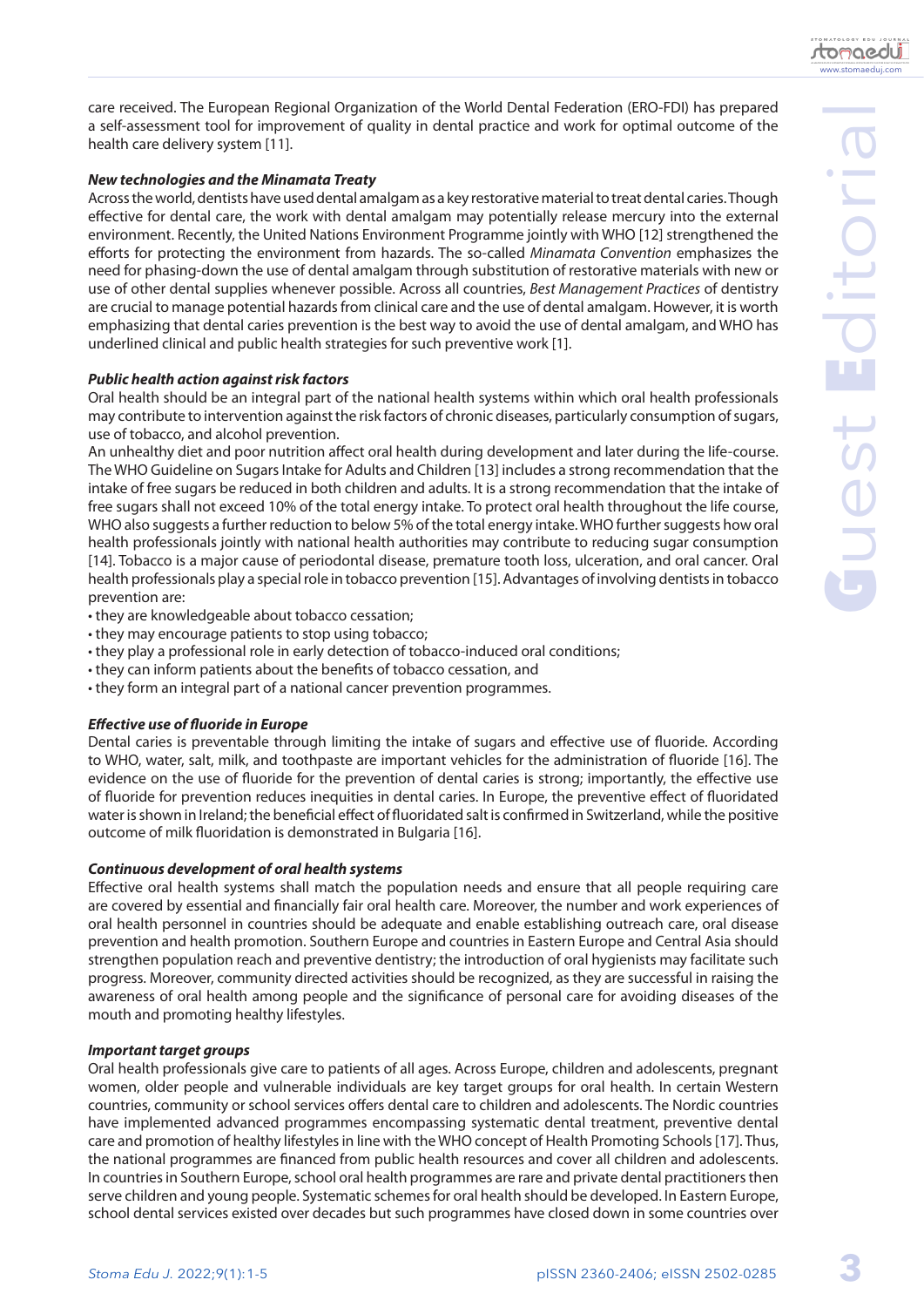care received. The European Regional Organization of the World Dental Federation (ERO-FDI) has prepared a self-assessment tool for improvement of quality in dental practice and work for optimal outcome of the health care delivery system [11].

***New technologies and the Minamata Treaty***

Across the world, dentists have used dental amalgam as a key restorative material to treat dental caries. Though effective for dental care, the work with dental amalgam may potentially release mercury into the external environment. Recently, the United Nations Environment Programme jointly with WHO [12] strengthened the efforts for protecting the environment from hazards. The so-called *Minamata Convention* emphasizes the need for phasing-down the use of dental amalgam through substitution of restorative materials with new or use of other dental supplies whenever possible. Across all countries, *Best Management Practices* of dentistry are crucial to manage potential hazards from clinical care and the use of dental amalgam. However, it is worth emphasizing that dental caries prevention is the best way to avoid the use of dental amalgam, and WHO has underlined clinical and public health strategies for such preventive work [1].

***Public health action against risk factors***

Oral health should be an integral part of the national health systems within which oral health professionals may contribute to intervention against the risk factors of chronic diseases, particularly consumption of sugars, use of tobacco, and alcohol prevention.

An unhealthy diet and poor nutrition affect oral health during development and later during the life-course. The WHO Guideline on Sugars Intake for Adults and Children [13] includes a strong recommendation that the intake of free sugars be reduced in both children and adults. It is a strong recommendation that the intake of free sugars shall not exceed 10% of the total energy intake. To protect oral health throughout the life course, WHO also suggests a further reduction to below 5% of the total energy intake. WHO further suggests how oral health professionals jointly with national health authorities may contribute to reducing sugar consumption [14]. Tobacco is a major cause of periodontal disease, premature tooth loss, ulceration, and oral cancer. Oral health professionals play a special role in tobacco prevention [15]. Advantages of involving dentists in tobacco prevention are:

- they are knowledgeable about tobacco cessation;
- they may encourage patients to stop using tobacco;
- they play a professional role in early detection of tobacco-induced oral conditions;
- they can inform patients about the benefits of tobacco cessation, and
- they form an integral part of a national cancer prevention programmes.

***Effective use of fluoride in Europe***

Dental caries is preventable through limiting the intake of sugars and effective use of fluoride. According to WHO, water, salt, milk, and toothpaste are important vehicles for the administration of fluoride [16]. The evidence on the use of fluoride for the prevention of dental caries is strong; importantly, the effective use of fluoride for prevention reduces inequities in dental caries. In Europe, the preventive effect of fluoridated water is shown in Ireland; the beneficial effect of fluoridated salt is confirmed in Switzerland, while the positive outcome of milk fluoridation is demonstrated in Bulgaria [16].

***Continuous development of oral health systems***

Effective oral health systems shall match the population needs and ensure that all people requiring care are covered by essential and financially fair oral health care. Moreover, the number and work experiences of oral health personnel in countries should be adequate and enable establishing outreach care, oral disease prevention and health promotion. Southern Europe and countries in Eastern Europe and Central Asia should strengthen population reach and preventive dentistry; the introduction of oral hygienists may facilitate such progress. Moreover, community directed activities should be recognized, as they are successful in raising the awareness of oral health among people and the significance of personal care for avoiding diseases of the mouth and promoting healthy lifestyles.

***Important target groups***

Oral health professionals give care to patients of all ages. Across Europe, children and adolescents, pregnant women, older people and vulnerable individuals are key target groups for oral health. In certain Western countries, community or school services offers dental care to children and adolescents. The Nordic countries have implemented advanced programmes encompassing systematic dental treatment, preventive dental care and promotion of healthy lifestyles in line with the WHO concept of Health Promoting Schools [17]. Thus, the national programmes are financed from public health resources and cover all children and adolescents. In countries in Southern Europe, school oral health programmes are rare and private dental practitioners then serve children and young people. Systematic schemes for oral health should be developed. In Eastern Europe, school dental services existed over decades but such programmes have closed down in some countries over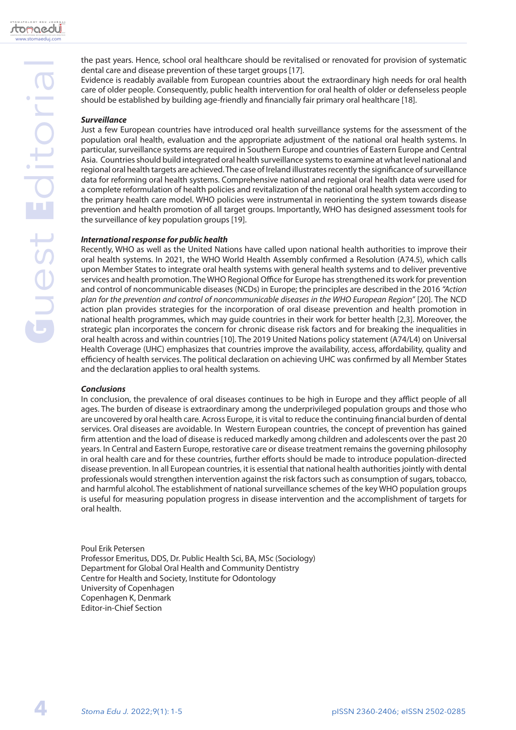the past years. Hence, school oral healthcare should be revitalised or renovated for provision of systematic dental care and disease prevention of these target groups [17].

Evidence is readably available from European countries about the extraordinary high needs for oral health care of older people. Consequently, public health intervention for oral health of older or defenseless people should be established by building age-friendly and financially fair primary oral healthcare [18].

***Surveillance***

Just a few European countries have introduced oral health surveillance systems for the assessment of the population oral health, evaluation and the appropriate adjustment of the national oral health systems. In particular, surveillance systems are required in Southern Europe and countries of Eastern Europe and Central Asia. Countries should build integrated oral health surveillance systems to examine at what level national and regional oral health targets are achieved. The case of Ireland illustrates recently the significance of surveillance data for reforming oral health systems. Comprehensive national and regional oral health data were used for a complete reformulation of health policies and revitalization of the national oral health system according to the primary health care model. WHO policies were instrumental in reorienting the system towards disease prevention and health promotion of all target groups. Importantly, WHO has designed assessment tools for the surveillance of key population groups [19].

***International response for public health***

Recently, WHO as well as the United Nations have called upon national health authorities to improve their oral health systems. In 2021, the WHO World Health Assembly confirmed a Resolution (A74.5), which calls upon Member States to integrate oral health systems with general health systems and to deliver preventive services and health promotion. The WHO Regional Office for Europe has strengthened its work for prevention and control of noncommunicable diseases (NCDs) in Europe; the principles are described in the 2016 *"Action plan for the prevention and control of noncommunicable diseases in the WHO European Region"* [20]. The NCD action plan provides strategies for the incorporation of oral disease prevention and health promotion in national health programmes, which may guide countries in their work for better health [2,3]. Moreover, the strategic plan incorporates the concern for chronic disease risk factors and for breaking the inequalities in oral health across and within countries [10]. The 2019 United Nations policy statement (A74/L4) on Universal Health Coverage (UHC) emphasizes that countries improve the availability, access, affordability, quality and efficiency of health services. The political declaration on achieving UHC was confirmed by all Member States and the declaration applies to oral health systems.

***Conclusions***

In conclusion, the prevalence of oral diseases continues to be high in Europe and they afflict people of all ages. The burden of disease is extraordinary among the underprivileged population groups and those who are uncovered by oral health care. Across Europe, it is vital to reduce the continuing financial burden of dental services. Oral diseases are avoidable. In Western European countries, the concept of prevention has gained firm attention and the load of disease is reduced markedly among children and adolescents over the past 20 years. In Central and Eastern Europe, restorative care or disease treatment remains the governing philosophy in oral health care and for these countries, further efforts should be made to introduce population-directed disease prevention. In all European countries, it is essential that national health authorities jointly with dental professionals would strengthen intervention against the risk factors such as consumption of sugars, tobacco, and harmful alcohol. The establishment of national surveillance schemes of the key WHO population groups is useful for measuring population progress in disease intervention and the accomplishment of targets for oral health.

Poul Erik Petersen
Professor Emeritus, DDS, Dr. Public Health Sci, BA, MSc (Sociology)
Department for Global Oral Health and Community Dentistry
Centre for Health and Society, Institute for Odontology
University of Copenhagen
Copenhagen K, Denmark
Editor-in-Chief Section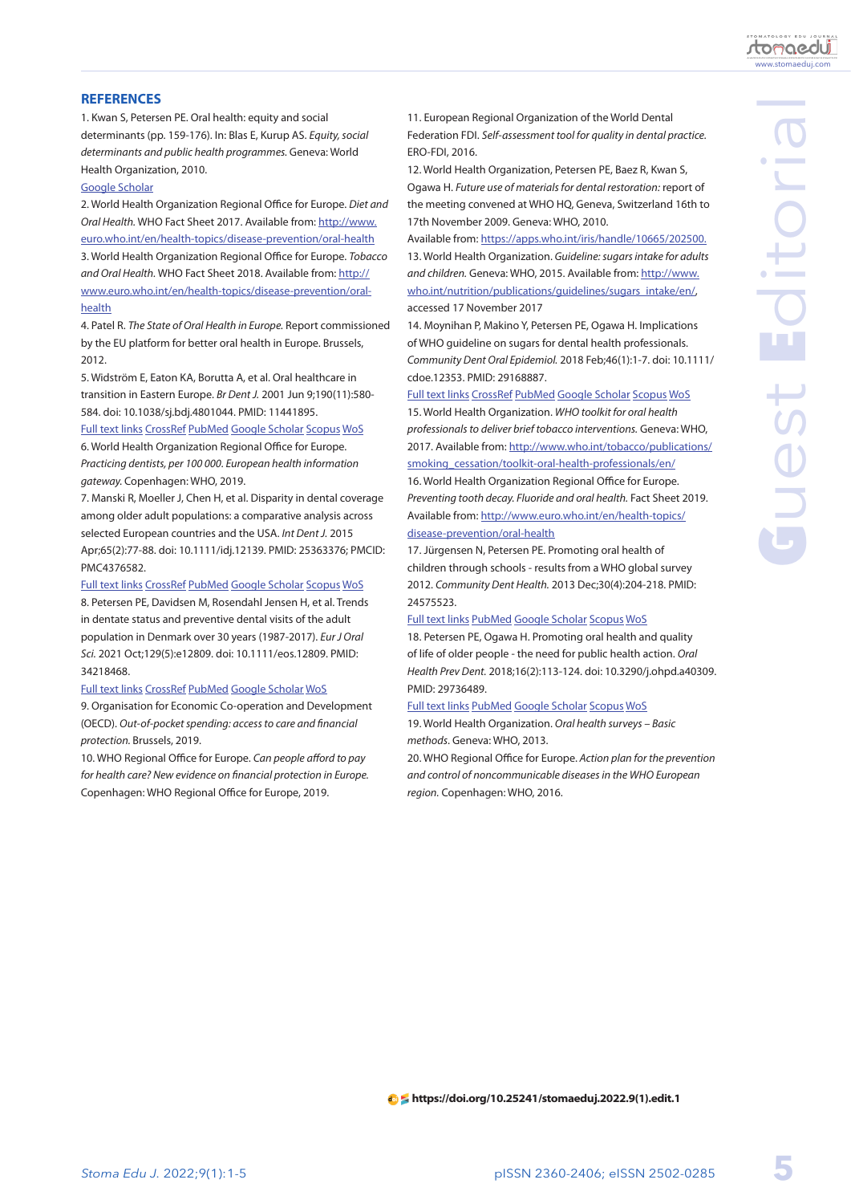## REFERENCES

1. Kwan S, Petersen PE. Oral health: equity and social determinants (pp. 159-176). In: Blas E, Kurup AS. *Equity, social determinants and public health programmes.* Geneva: World Health Organization, 2010.
Google Scholar
2. World Health Organization Regional Office for Europe. *Diet and Oral Health.* WHO Fact Sheet 2017. Available from: http://www.euro.who.int/en/health-topics/disease-prevention/oral-health
3. World Health Organization Regional Office for Europe. *Tobacco and Oral Health.* WHO Fact Sheet 2018. Available from: http://www.euro.who.int/en/health-topics/disease-prevention/oral-health
4. Patel R. *The State of Oral Health in Europe.* Report commissioned by the EU platform for better oral health in Europe. Brussels, 2012.
5. Widström E, Eaton KA, Borutta A, et al. Oral healthcare in transition in Eastern Europe. *Br Dent J.* 2001 Jun 9;190(11):580-584. doi: 10.1038/sj.bdj.4801044. PMID: 11441895.
Full text links CrossRef PubMed Google Scholar Scopus WoS
6. World Health Organization Regional Office for Europe. *Practicing dentists, per 100 000. European health information gateway.* Copenhagen: WHO, 2019.
7. Manski R, Moeller J, Chen H, et al. Disparity in dental coverage among older adult populations: a comparative analysis across selected European countries and the USA. *Int Dent J.* 2015 Apr;65(2):77-88. doi: 10.1111/idj.12139. PMID: 25363376; PMCID: PMC4376582.
Full text links CrossRef PubMed Google Scholar Scopus WoS
8. Petersen PE, Davidsen M, Rosendahl Jensen H, et al. Trends in dentate status and preventive dental visits of the adult population in Denmark over 30 years (1987-2017). *Eur J Oral Sci.* 2021 Oct;129(5):e12809. doi: 10.1111/eos.12809. PMID: 34218468.
Full text links CrossRef PubMed Google Scholar WoS
9. Organisation for Economic Co-operation and Development (OECD). *Out-of-pocket spending: access to care and financial protection.* Brussels, 2019.
10. WHO Regional Office for Europe. *Can people afford to pay for health care? New evidence on financial protection in Europe.* Copenhagen: WHO Regional Office for Europe, 2019.
11. European Regional Organization of the World Dental Federation FDI. *Self-assessment tool for quality in dental practice.* ERO-FDI, 2016.
12. World Health Organization, Petersen PE, Baez R, Kwan S, Ogawa H. *Future use of materials for dental restoration:* report of the meeting convened at WHO HQ, Geneva, Switzerland 16th to 17th November 2009. Geneva: WHO, 2010.
Available from: https://apps.who.int/iris/handle/10665/202500.
13. World Health Organization. *Guideline: sugars intake for adults and children.* Geneva: WHO, 2015. Available from: http://www.who.int/nutrition/publications/guidelines/sugars_intake/en/, accessed 17 November 2017
14. Moynihan P, Makino Y, Petersen PE, Ogawa H. Implications of WHO guideline on sugars for dental health professionals. *Community Dent Oral Epidemiol.* 2018 Feb;46(1):1-7. doi: 10.1111/cdoe.12353. PMID: 29168887.
Full text links CrossRef PubMed Google Scholar Scopus WoS
15. World Health Organization. *WHO toolkit for oral health professionals to deliver brief tobacco interventions.* Geneva: WHO, 2017. Available from: http://www.who.int/tobacco/publications/smoking_cessation/toolkit-oral-health-professionals/en/
16. World Health Organization Regional Office for Europe. *Preventing tooth decay. Fluoride and oral health.* Fact Sheet 2019. Available from: http://www.euro.who.int/en/health-topics/disease-prevention/oral-health
17. Jürgensen N, Petersen PE. Promoting oral health of children through schools - results from a WHO global survey 2012. *Community Dent Health.* 2013 Dec;30(4):204-218. PMID: 24575523.
Full text links PubMed Google Scholar Scopus WoS
18. Petersen PE, Ogawa H. Promoting oral health and quality of life of older people - the need for public health action. *Oral Health Prev Dent.* 2018;16(2):113-124. doi: 10.3290/j.ohpd.a40309. PMID: 29736489.
Full text links PubMed Google Scholar Scopus WoS
19. World Health Organization. *Oral health surveys – Basic methods.* Geneva: WHO, 2013.
20. WHO Regional Office for Europe. *Action plan for the prevention and control of noncommunicable diseases in the WHO European region.* Copenhagen: WHO, 2016.